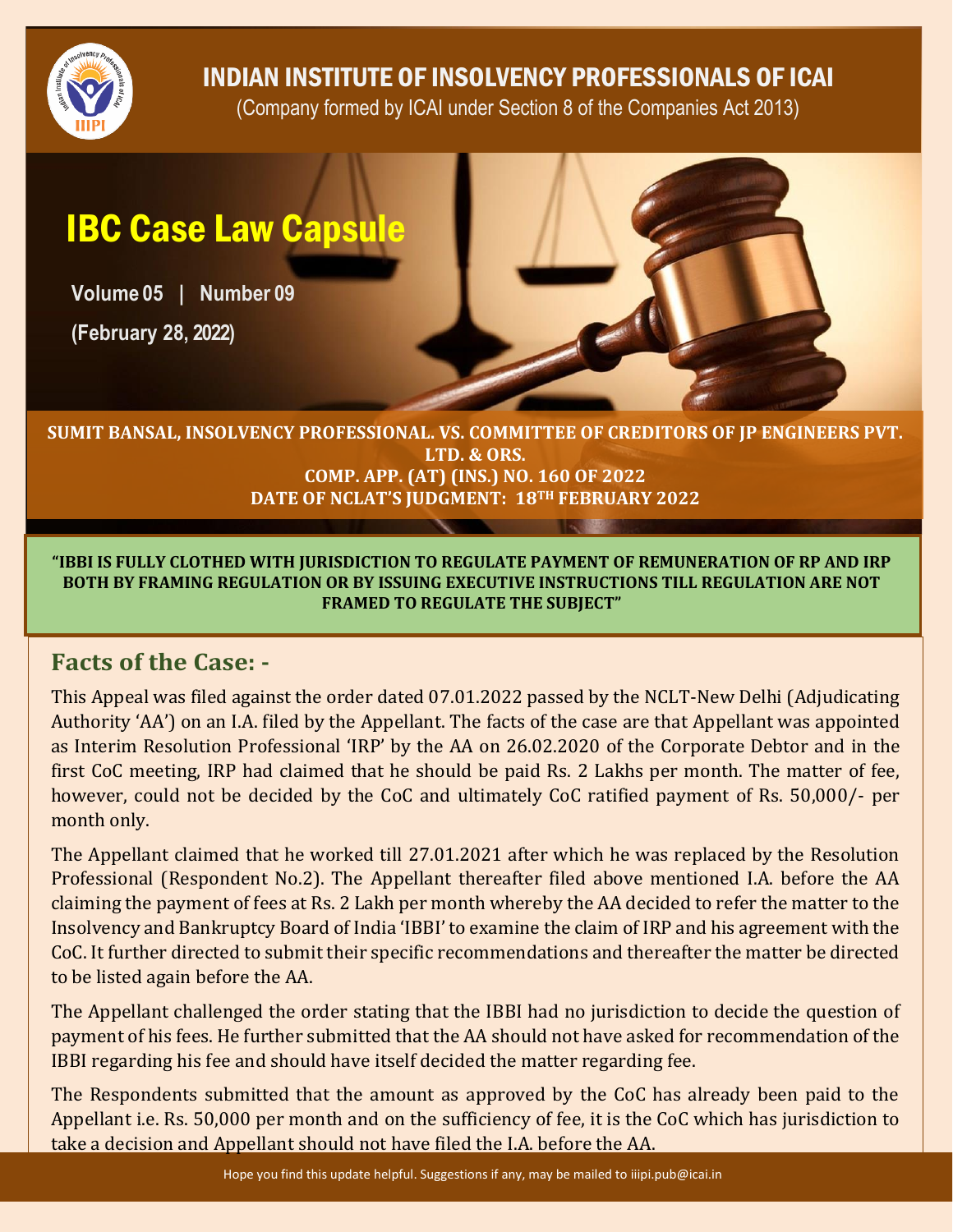# INDIAN INSTITUTE OF INSOLVENCY PROFESSIONALS OF ICAI

(Company formed by ICAI under Section 8 of the Companies Act 2013)

# IBC Case Law Capsule

**Volume 05 | Number 09**

**(February 28, 2022)**

**SUMIT BANSAL, INSOLVENCY PROFESSIONAL. VS. COMMITTEE OF CREDITORS OF JP ENGINEERS PVT. LTD. & ORS.**
**COMP. APP. (AT) (INS.) NO. 160 OF 2022**
**DATE OF NCLAT'S JUDGMENT: 18TH FEBRUARY 2022**

**"IBBI IS FULLY CLOTHED WITH JURISDICTION TO REGULATE PAYMENT OF REMUNERATION OF RP AND IRP BOTH BY FRAMING REGULATION OR BY ISSUING EXECUTIVE INSTRUCTIONS TILL REGULATION ARE NOT FRAMED TO REGULATE THE SUBJECT"**

## Facts of the Case: -

This Appeal was filed against the order dated 07.01.2022 passed by the NCLT-New Delhi (Adjudicating Authority 'AA') on an I.A. filed by the Appellant. The facts of the case are that Appellant was appointed as Interim Resolution Professional 'IRP' by the AA on 26.02.2020 of the Corporate Debtor and in the first CoC meeting, IRP had claimed that he should be paid Rs. 2 Lakhs per month. The matter of fee, however, could not be decided by the CoC and ultimately CoC ratified payment of Rs. 50,000/- per month only.

The Appellant claimed that he worked till 27.01.2021 after which he was replaced by the Resolution Professional (Respondent No.2). The Appellant thereafter filed above mentioned I.A. before the AA claiming the payment of fees at Rs. 2 Lakh per month whereby the AA decided to refer the matter to the Insolvency and Bankruptcy Board of India 'IBBI' to examine the claim of IRP and his agreement with the CoC. It further directed to submit their specific recommendations and thereafter the matter be directed to be listed again before the AA.

The Appellant challenged the order stating that the IBBI had no jurisdiction to decide the question of payment of his fees. He further submitted that the AA should not have asked for recommendation of the IBBI regarding his fee and should have itself decided the matter regarding fee.

The Respondents submitted that the amount as approved by the CoC has already been paid to the Appellant i.e. Rs. 50,000 per month and on the sufficiency of fee, it is the CoC which has jurisdiction to take a decision and Appellant should not have filed the I.A. before the AA.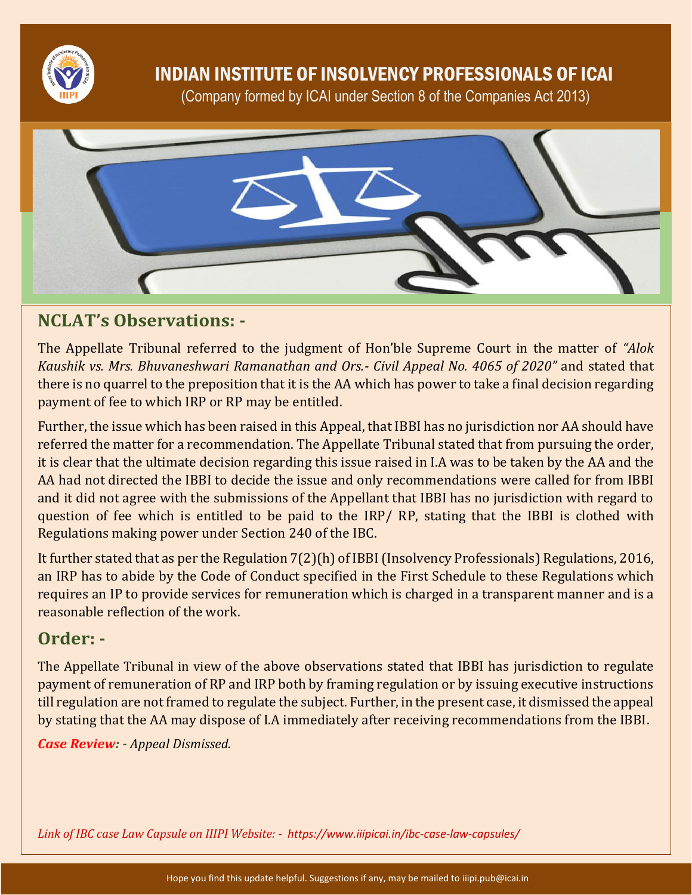# INDIAN INSTITUTE OF INSOLVENCY PROFESSIONALS OF ICAI

(Company formed by ICAI under Section 8 of the Companies Act 2013)

## NCLAT's Observations: -

The Appellate Tribunal referred to the judgment of Hon'ble Supreme Court in the matter of *"Alok Kaushik vs. Mrs. Bhuvaneshwari Ramanathan and Ors.- Civil Appeal No. 4065 of 2020"* and stated that there is no quarrel to the preposition that it is the AA which has power to take a final decision regarding payment of fee to which IRP or RP may be entitled.

Further, the issue which has been raised in this Appeal, that IBBI has no jurisdiction nor AA should have referred the matter for a recommendation. The Appellate Tribunal stated that from pursuing the order, it is clear that the ultimate decision regarding this issue raised in I.A was to be taken by the AA and the AA had not directed the IBBI to decide the issue and only recommendations were called for from IBBI and it did not agree with the submissions of the Appellant that IBBI has no jurisdiction with regard to question of fee which is entitled to be paid to the IRP/ RP, stating that the IBBI is clothed with Regulations making power under Section 240 of the IBC.

It further stated that as per the Regulation 7(2)(h) of IBBI (Insolvency Professionals) Regulations, 2016, an IRP has to abide by the Code of Conduct specified in the First Schedule to these Regulations which requires an IP to provide services for remuneration which is charged in a transparent manner and is a reasonable reflection of the work.

## Order: -

The Appellate Tribunal in view of the above observations stated that IBBI has jurisdiction to regulate payment of remuneration of RP and IRP both by framing regulation or by issuing executive instructions till regulation are not framed to regulate the subject. Further, in the present case, it dismissed the appeal by stating that the AA may dispose of I.A immediately after receiving recommendations from the IBBI.

***Case Review:*** *- Appeal Dismissed.*

*Link of IBC case Law Capsule on IIIPI Website: - https://www.iiipicai.in/ibc-case-law-capsules/*

Hope you find this update helpful. Suggestions if any, may be mailed to iiipi.pub@icai.in